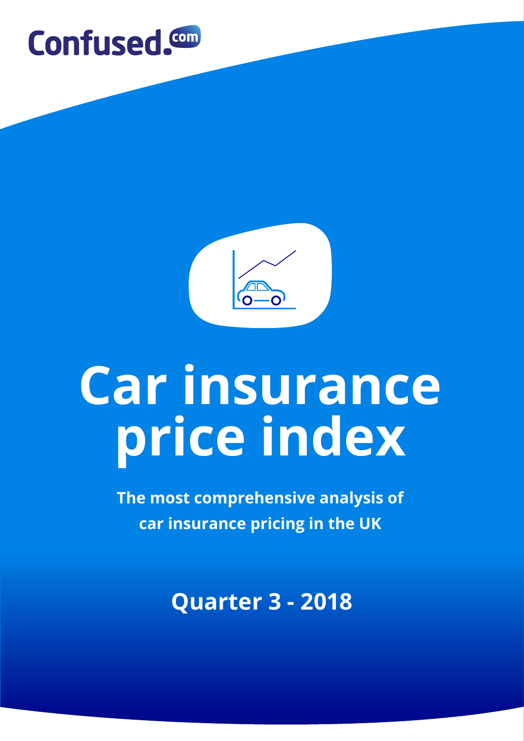Confused.com

# Car insurance price index

**The most comprehensive analysis of car insurance pricing in the UK**

**Quarter 3 - 2018**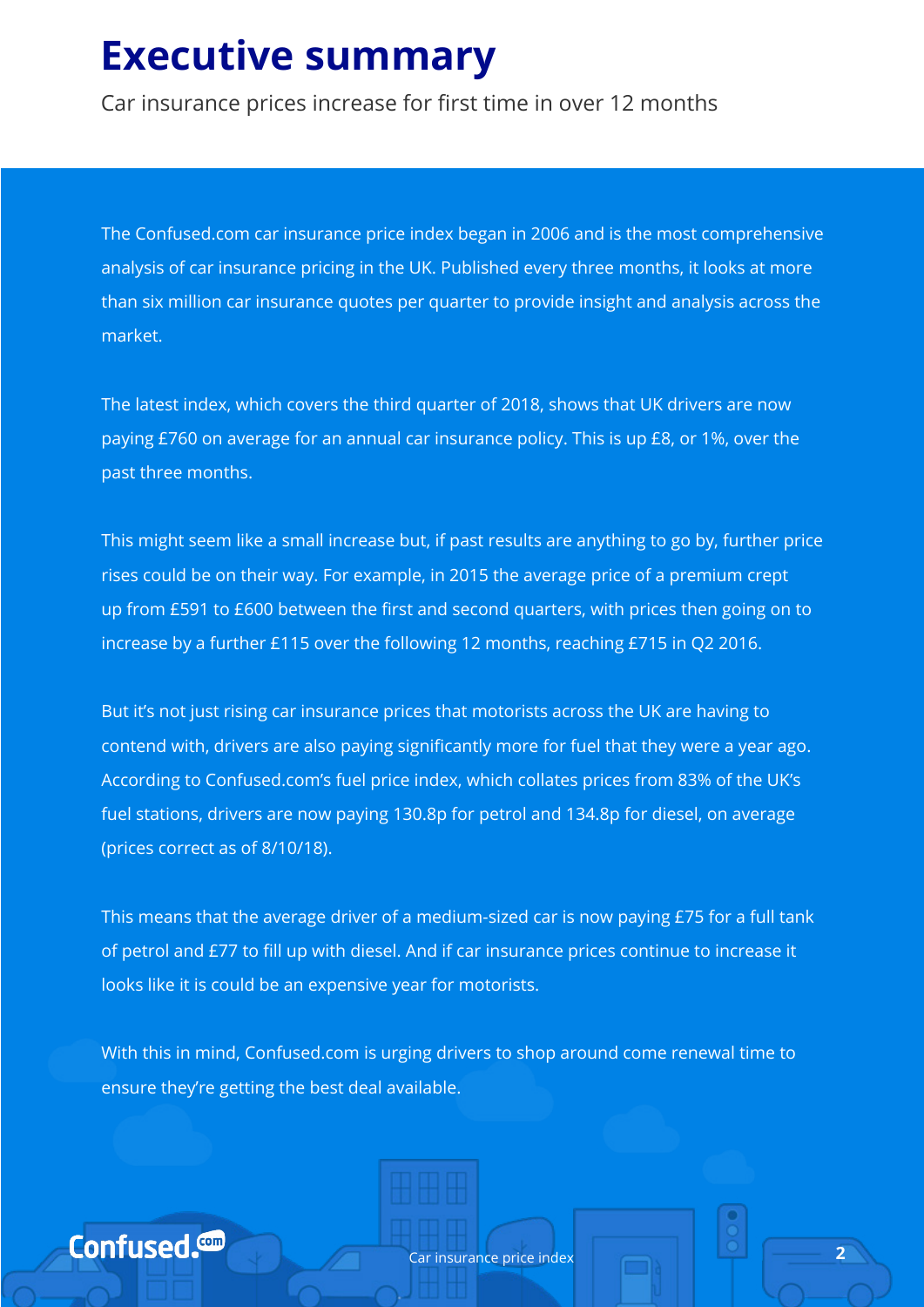# Executive summary

Car insurance prices increase for first time in over 12 months

The Confused.com car insurance price index began in 2006 and is the most comprehensive analysis of car insurance pricing in the UK. Published every three months, it looks at more than six million car insurance quotes per quarter to provide insight and analysis across the market.

The latest index, which covers the third quarter of 2018, shows that UK drivers are now paying £760 on average for an annual car insurance policy. This is up £8, or 1%, over the past three months.

This might seem like a small increase but, if past results are anything to go by, further price rises could be on their way. For example, in 2015 the average price of a premium crept up from £591 to £600 between the first and second quarters, with prices then going on to increase by a further £115 over the following 12 months, reaching £715 in Q2 2016.

But it's not just rising car insurance prices that motorists across the UK are having to contend with, drivers are also paying significantly more for fuel that they were a year ago. According to Confused.com's fuel price index, which collates prices from 83% of the UK's fuel stations, drivers are now paying 130.8p for petrol and 134.8p for diesel, on average (prices correct as of 8/10/18).

This means that the average driver of a medium-sized car is now paying £75 for a full tank of petrol and £77 to fill up with diesel. And if car insurance prices continue to increase it looks like it is could be an expensive year for motorists.

With this in mind, Confused.com is urging drivers to shop around come renewal time to ensure they're getting the best deal available.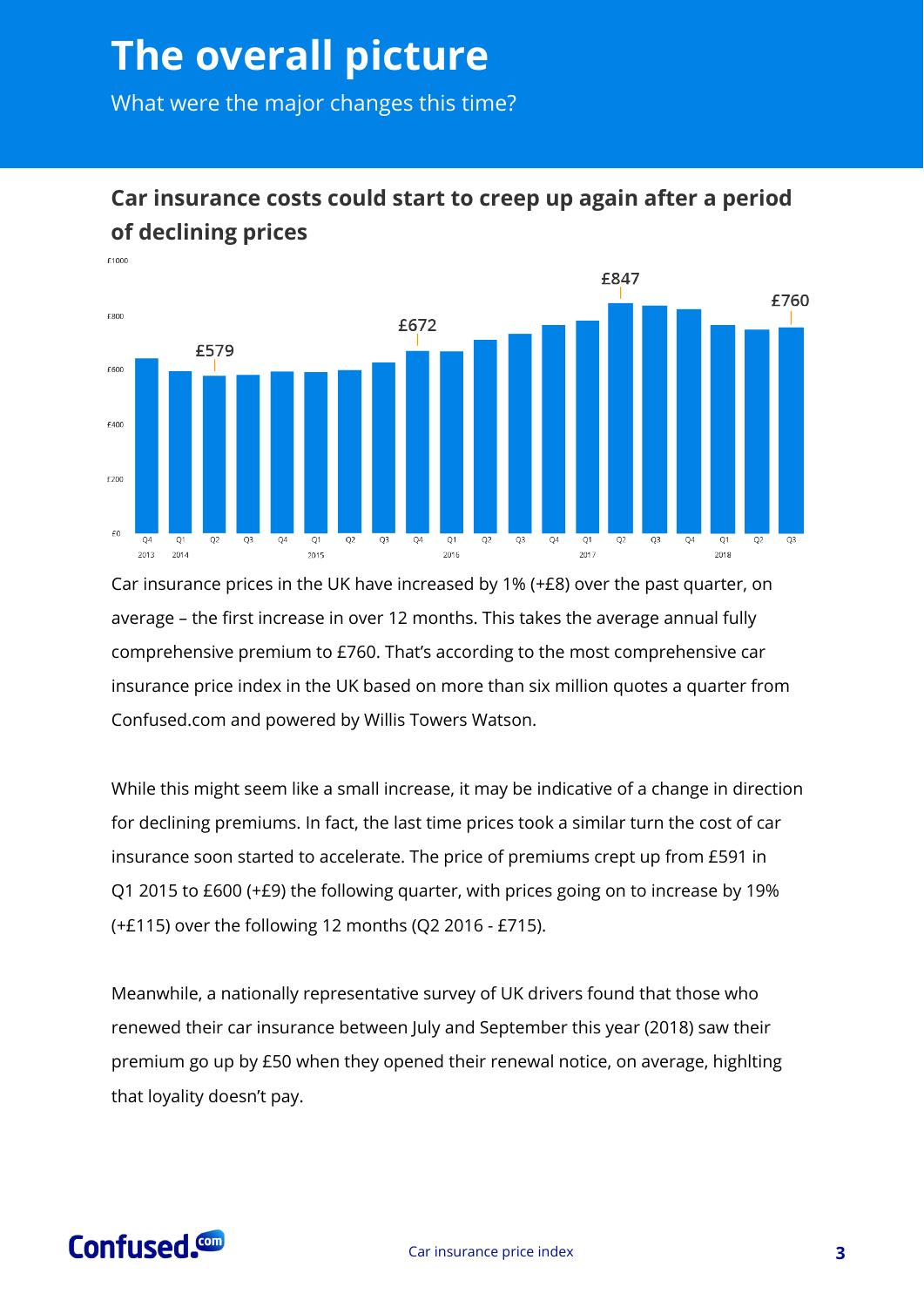# The overall picture

What were the major changes this time?

## Car insurance costs could start to creep up again after a period of declining prices

Car insurance prices in the UK have increased by 1% (+£8) over the past quarter, on average – the first increase in over 12 months. This takes the average annual fully comprehensive premium to £760. That's according to the most comprehensive car insurance price index in the UK based on more than six million quotes a quarter from Confused.com and powered by Willis Towers Watson.

While this might seem like a small increase, it may be indicative of a change in direction for declining premiums. In fact, the last time prices took a similar turn the cost of car insurance soon started to accelerate. The price of premiums crept up from £591 in Q1 2015 to £600 (+£9) the following quarter, with prices going on to increase by 19% (+£115) over the following 12 months (Q2 2016 - £715).

Meanwhile, a nationally representative survey of UK drivers found that those who renewed their car insurance between July and September this year (2018) saw their premium go up by £50 when they opened their renewal notice, on average, highlting that loyality doesn't pay.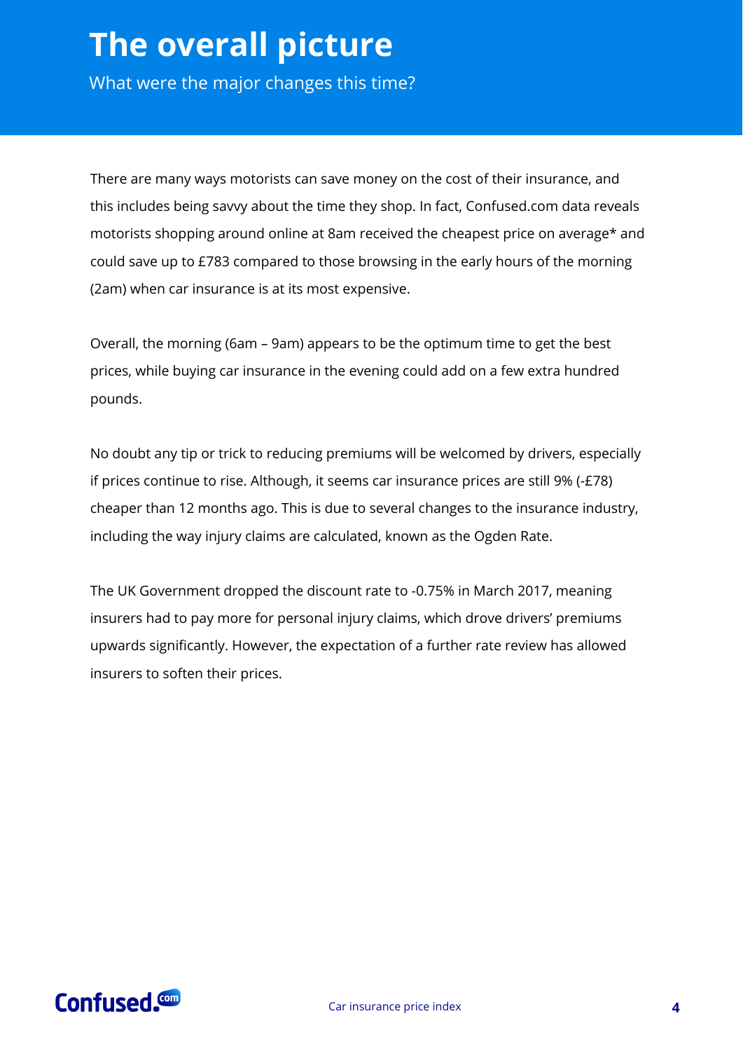# The overall picture

What were the major changes this time?

There are many ways motorists can save money on the cost of their insurance, and this includes being savvy about the time they shop. In fact, Confused.com data reveals motorists shopping around online at 8am received the cheapest price on average* and could save up to £783 compared to those browsing in the early hours of the morning (2am) when car insurance is at its most expensive.

Overall, the morning (6am – 9am) appears to be the optimum time to get the best prices, while buying car insurance in the evening could add on a few extra hundred pounds.

No doubt any tip or trick to reducing premiums will be welcomed by drivers, especially if prices continue to rise. Although, it seems car insurance prices are still 9% (-£78) cheaper than 12 months ago. This is due to several changes to the insurance industry, including the way injury claims are calculated, known as the Ogden Rate.

The UK Government dropped the discount rate to -0.75% in March 2017, meaning insurers had to pay more for personal injury claims, which drove drivers' premiums upwards significantly. However, the expectation of a further rate review has allowed insurers to soften their prices.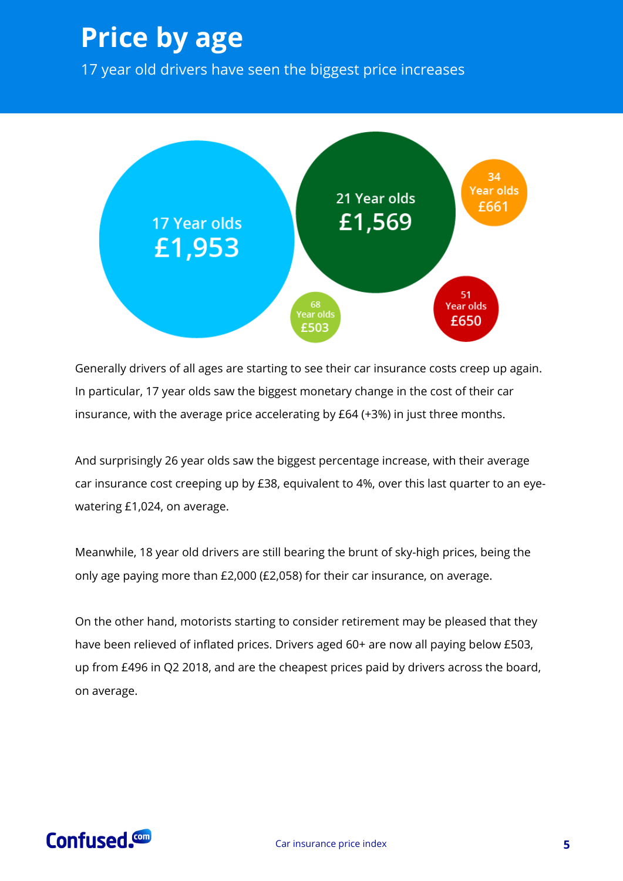# Price by age

17 year old drivers have seen the biggest price increases

17 Year olds
£1,953

21 Year olds
£1,569

34 Year olds
£661

51 Year olds
£650

68 Year olds
£503

Generally drivers of all ages are starting to see their car insurance costs creep up again. In particular, 17 year olds saw the biggest monetary change in the cost of their car insurance, with the average price accelerating by £64 (+3%) in just three months.

And surprisingly 26 year olds saw the biggest percentage increase, with their average car insurance cost creeping up by £38, equivalent to 4%, over this last quarter to an eye-watering £1,024, on average.

Meanwhile, 18 year old drivers are still bearing the brunt of sky-high prices, being the only age paying more than £2,000 (£2,058) for their car insurance, on average.

On the other hand, motorists starting to consider retirement may be pleased that they have been relieved of inflated prices. Drivers aged 60+ are now all paying below £503, up from £496 in Q2 2018, and are the cheapest prices paid by drivers across the board, on average.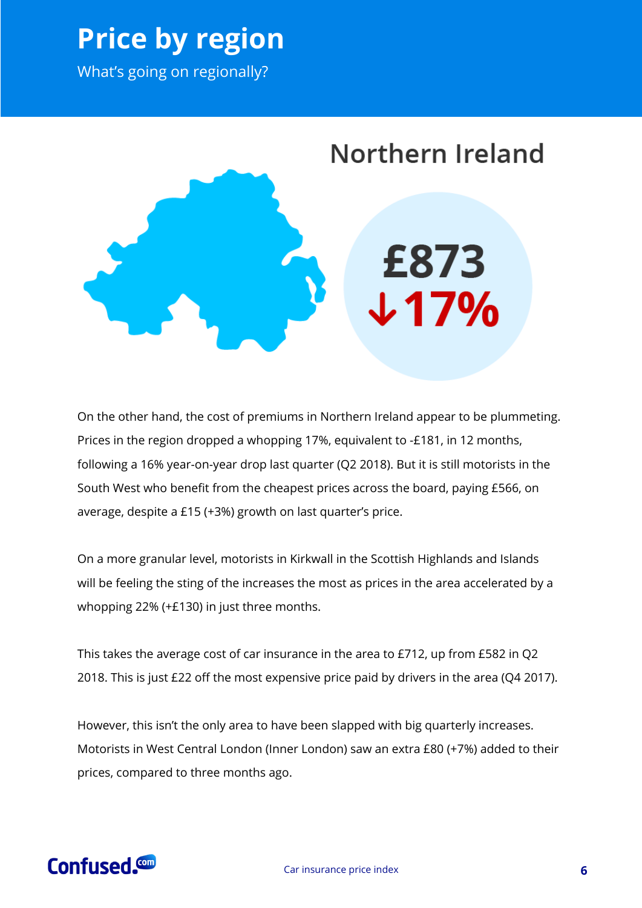# Price by region

What's going on regionally?

## Northern Ireland

**£873**

**↓17%**

On the other hand, the cost of premiums in Northern Ireland appear to be plummeting. Prices in the region dropped a whopping 17%, equivalent to -£181, in 12 months, following a 16% year-on-year drop last quarter (Q2 2018). But it is still motorists in the South West who benefit from the cheapest prices across the board, paying £566, on average, despite a £15 (+3%) growth on last quarter's price.

On a more granular level, motorists in Kirkwall in the Scottish Highlands and Islands will be feeling the sting of the increases the most as prices in the area accelerated by a whopping 22% (+£130) in just three months.

This takes the average cost of car insurance in the area to £712, up from £582 in Q2 2018. This is just £22 off the most expensive price paid by drivers in the area (Q4 2017).

However, this isn't the only area to have been slapped with big quarterly increases. Motorists in West Central London (Inner London) saw an extra £80 (+7%) added to their prices, compared to three months ago.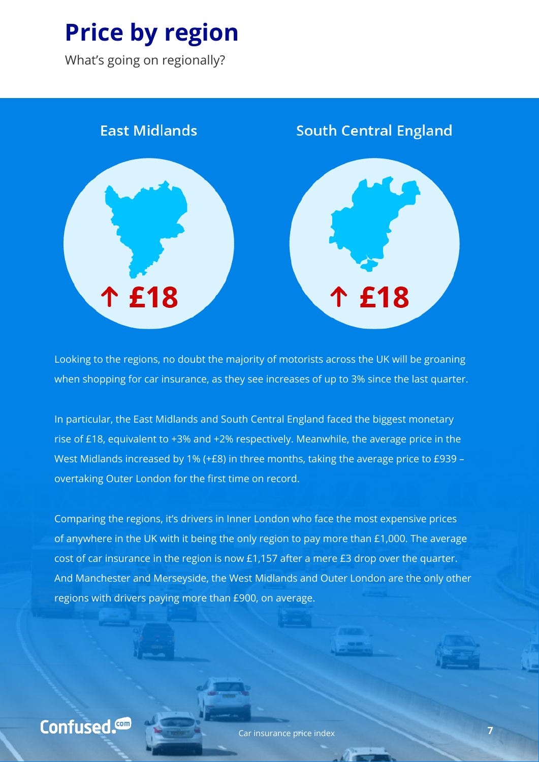# Price by region

What's going on regionally?

**East Midlands**

↑ £18

**South Central England**

↑ £18

Looking to the regions, no doubt the majority of motorists across the UK will be groaning when shopping for car insurance, as they see increases of up to 3% since the last quarter.

In particular, the East Midlands and South Central England faced the biggest monetary rise of £18, equivalent to +3% and +2% respectively. Meanwhile, the average price in the West Midlands increased by 1% (+£8) in three months, taking the average price to £939 – overtaking Outer London for the first time on record.

Comparing the regions, it's drivers in Inner London who face the most expensive prices of anywhere in the UK with it being the only region to pay more than £1,000. The average cost of car insurance in the region is now £1,157 after a mere £3 drop over the quarter. And Manchester and Merseyside, the West Midlands and Outer London are the only other regions with drivers paying more than £900, on average.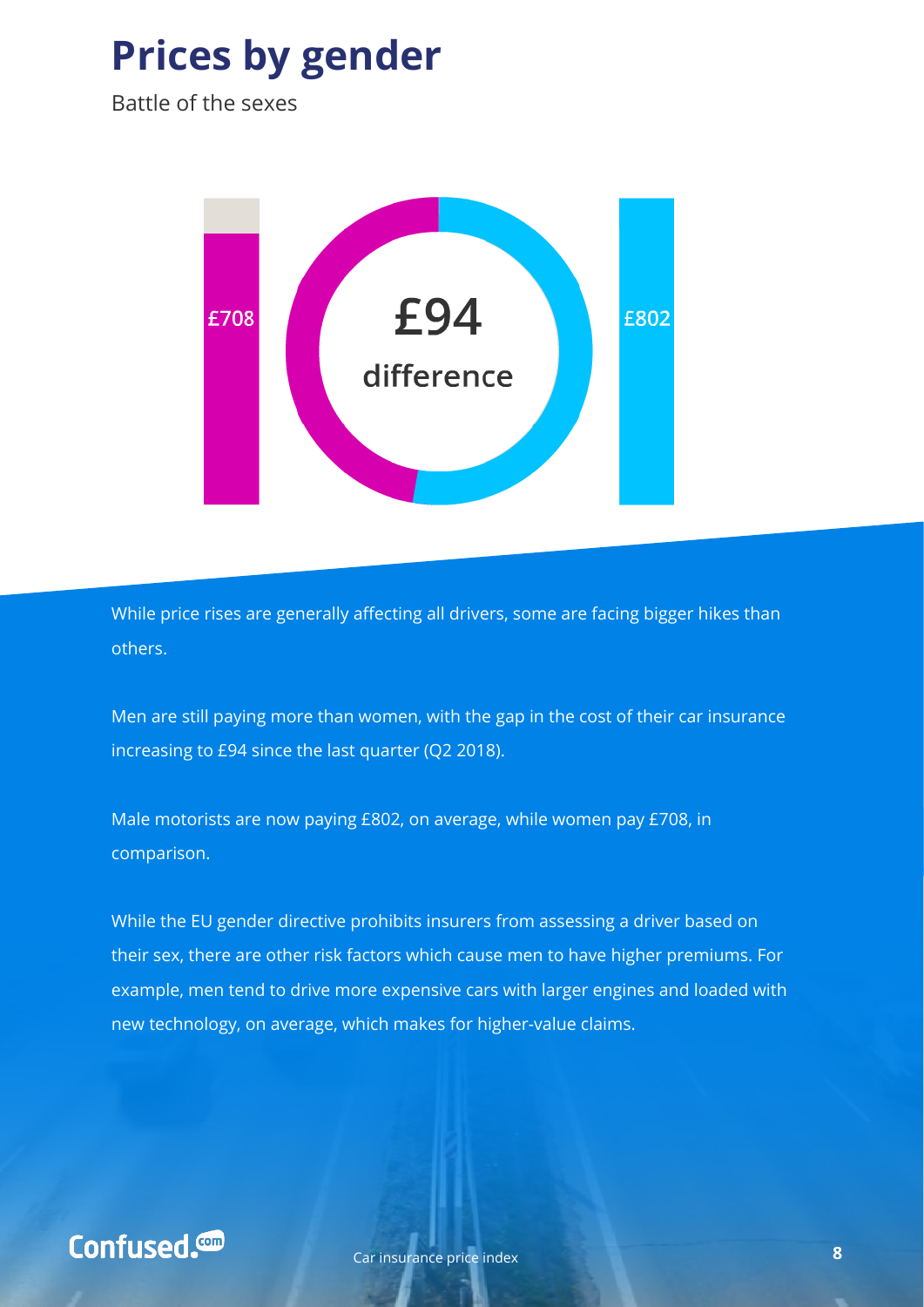# Prices by gender

Battle of the sexes

£708

£94

difference

£802

While price rises are generally affecting all drivers, some are facing bigger hikes than others.

Men are still paying more than women, with the gap in the cost of their car insurance increasing to £94 since the last quarter (Q2 2018).

Male motorists are now paying £802, on average, while women pay £708, in comparison.

While the EU gender directive prohibits insurers from assessing a driver based on their sex, there are other risk factors which cause men to have higher premiums. For example, men tend to drive more expensive cars with larger engines and loaded with new technology, on average, which makes for higher-value claims.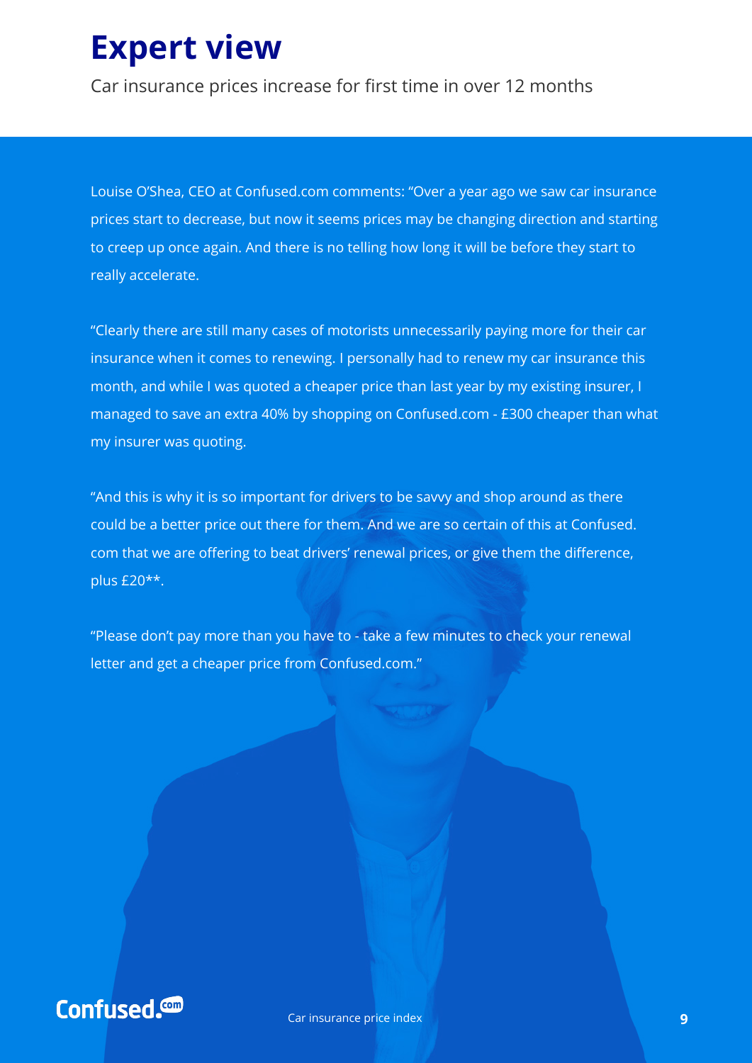# Expert view

Car insurance prices increase for first time in over 12 months

Louise O'Shea, CEO at Confused.com comments: "Over a year ago we saw car insurance prices start to decrease, but now it seems prices may be changing direction and starting to creep up once again. And there is no telling how long it will be before they start to really accelerate.

"Clearly there are still many cases of motorists unnecessarily paying more for their car insurance when it comes to renewing. I personally had to renew my car insurance this month, and while I was quoted a cheaper price than last year by my existing insurer, I managed to save an extra 40% by shopping on Confused.com - £300 cheaper than what my insurer was quoting.

"And this is why it is so important for drivers to be savvy and shop around as there could be a better price out there for them. And we are so certain of this at Confused.com that we are offering to beat drivers' renewal prices, or give them the difference, plus £20**.

"Please don't pay more than you have to - take a few minutes to check your renewal letter and get a cheaper price from Confused.com."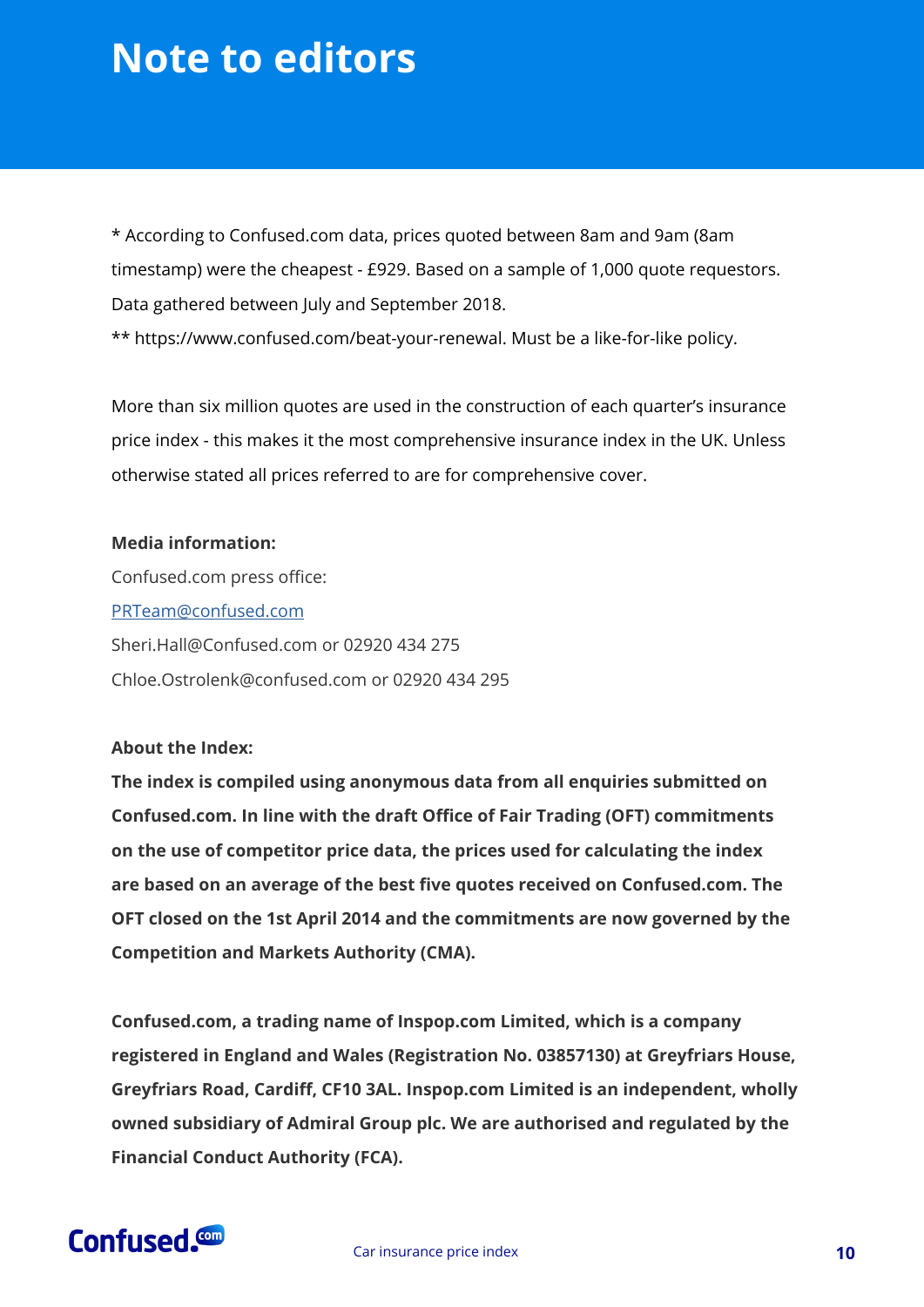# Note to editors

* According to Confused.com data, prices quoted between 8am and 9am (8am timestamp) were the cheapest - £929. Based on a sample of 1,000 quote requestors. Data gathered between July and September 2018.
** https://www.confused.com/beat-your-renewal. Must be a like-for-like policy.

More than six million quotes are used in the construction of each quarter's insurance price index - this makes it the most comprehensive insurance index in the UK. Unless otherwise stated all prices referred to are for comprehensive cover.

**Media information:**
Confused.com press office:
PRTeam@confused.com
Sheri.Hall@Confused.com or 02920 434 275
Chloe.Ostrolenk@confused.com or 02920 434 295

**About the Index:**
**The index is compiled using anonymous data from all enquiries submitted on Confused.com. In line with the draft Office of Fair Trading (OFT) commitments on the use of competitor price data, the prices used for calculating the index are based on an average of the best five quotes received on Confused.com. The OFT closed on the 1st April 2014 and the commitments are now governed by the Competition and Markets Authority (CMA).**

**Confused.com, a trading name of Inspop.com Limited, which is a company registered in England and Wales (Registration No. 03857130) at Greyfriars House, Greyfriars Road, Cardiff, CF10 3AL. Inspop.com Limited is an independent, wholly owned subsidiary of Admiral Group plc. We are authorised and regulated by the Financial Conduct Authority (FCA).**